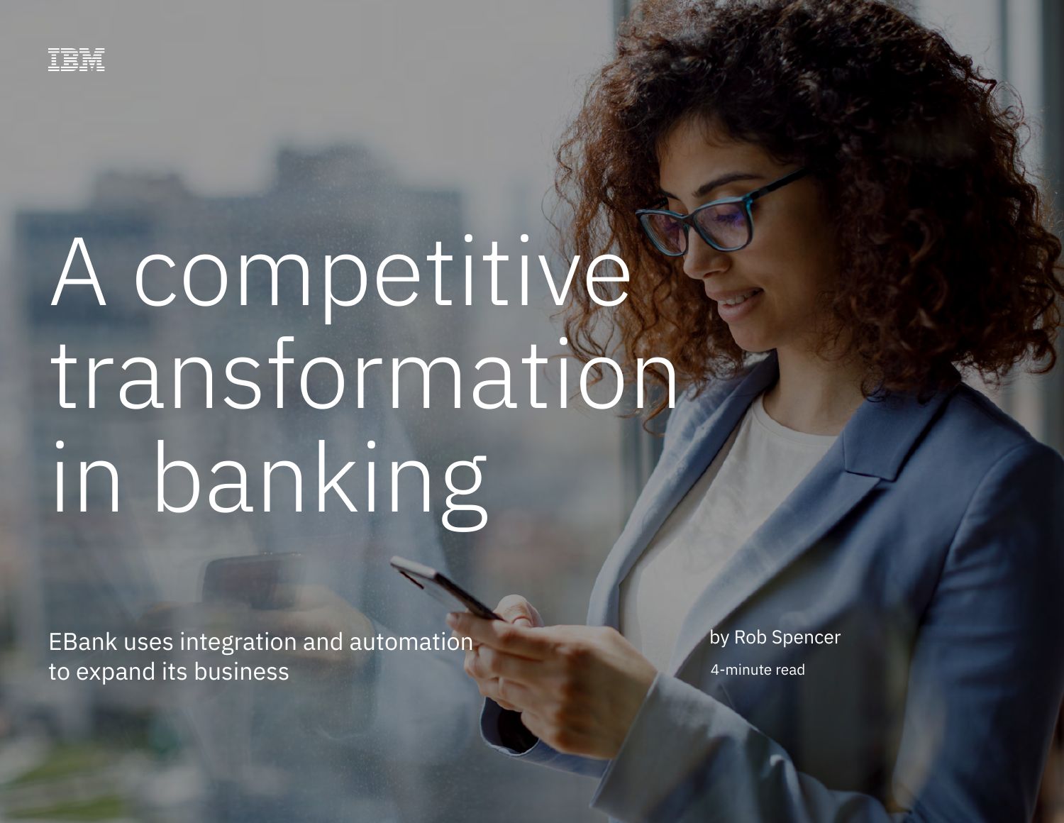IBM

# A competitive transformation in banking

EBank uses integration and automation to expand its business

by Rob Spencer

4-minute read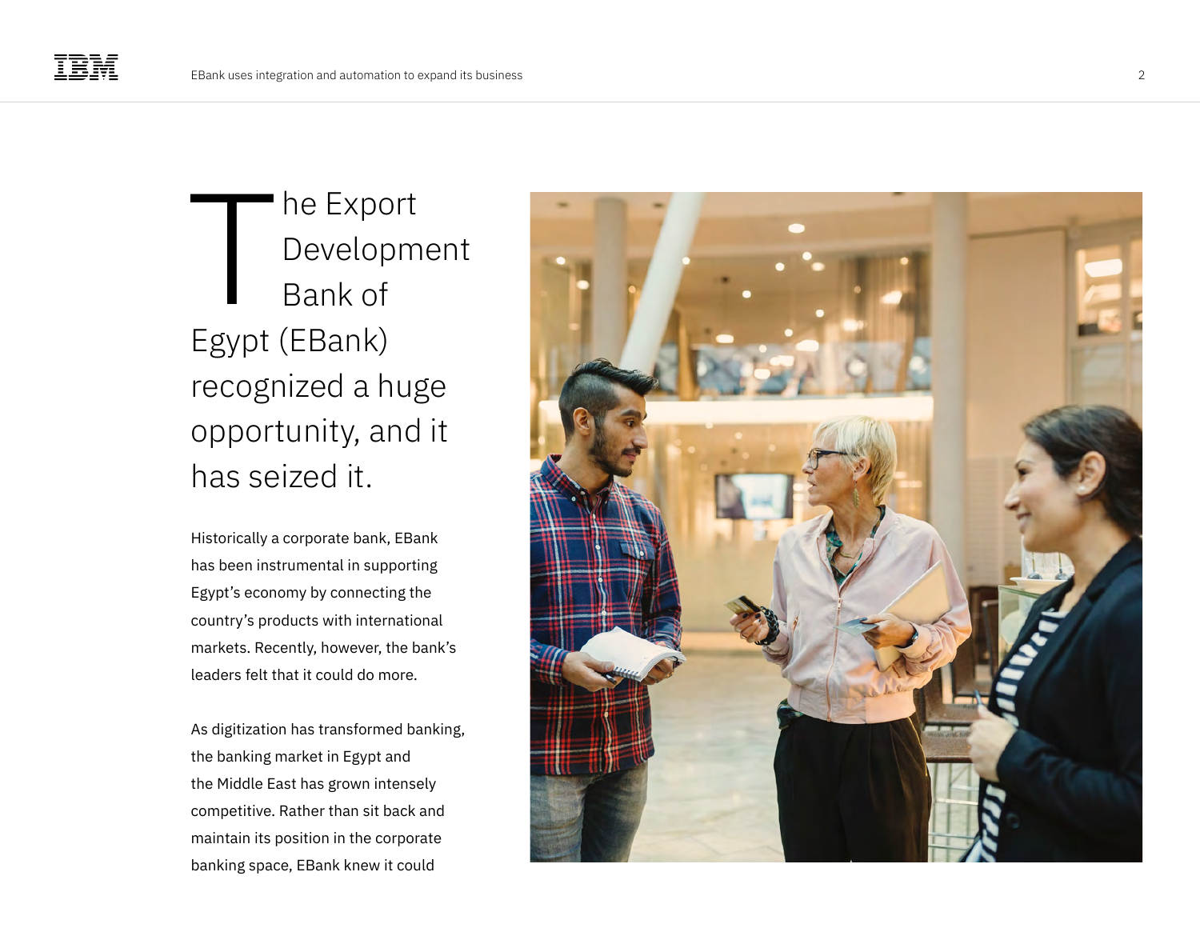The Export Development Bank of Egypt (EBank) recognized a huge opportunity, and it has seized it.

Historically a corporate bank, EBank has been instrumental in supporting Egypt's economy by connecting the country's products with international markets. Recently, however, the bank's leaders felt that it could do more.

As digitization has transformed banking, the banking market in Egypt and the Middle East has grown intensely competitive. Rather than sit back and maintain its position in the corporate banking space, EBank knew it could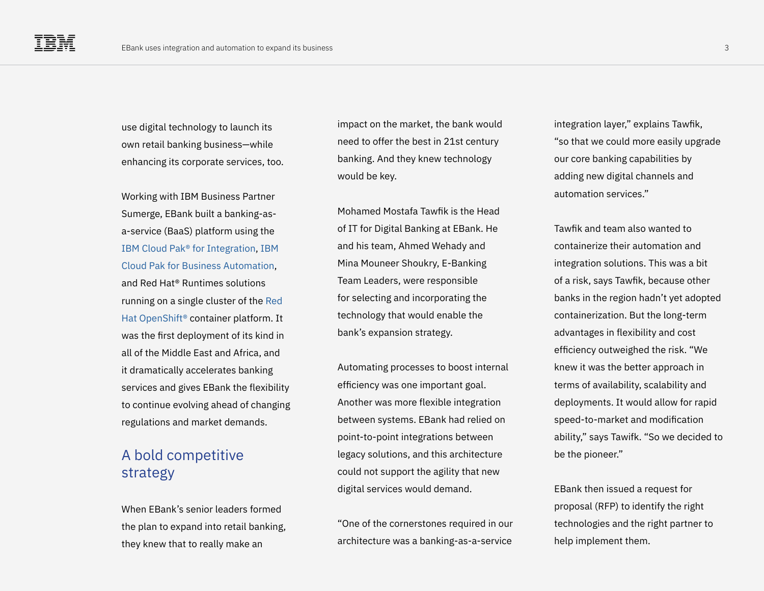use digital technology to launch its own retail banking business—while enhancing its corporate services, too.

Working with IBM Business Partner Sumerge, EBank built a banking-as-a-service (BaaS) platform using the IBM Cloud Pak® for Integration, IBM Cloud Pak for Business Automation, and Red Hat® Runtimes solutions running on a single cluster of the Red Hat OpenShift® container platform. It was the first deployment of its kind in all of the Middle East and Africa, and it dramatically accelerates banking services and gives EBank the flexibility to continue evolving ahead of changing regulations and market demands.

## A bold competitive strategy

When EBank's senior leaders formed the plan to expand into retail banking, they knew that to really make an impact on the market, the bank would need to offer the best in 21st century banking. And they knew technology would be key.

Mohamed Mostafa Tawfik is the Head of IT for Digital Banking at EBank. He and his team, Ahmed Wehady and Mina Mouneer Shoukry, E-Banking Team Leaders, were responsible for selecting and incorporating the technology that would enable the bank's expansion strategy.

Automating processes to boost internal efficiency was one important goal. Another was more flexible integration between systems. EBank had relied on point-to-point integrations between legacy solutions, and this architecture could not support the agility that new digital services would demand.

"One of the cornerstones required in our architecture was a banking-as-a-service integration layer," explains Tawfik, "so that we could more easily upgrade our core banking capabilities by adding new digital channels and automation services."

Tawfik and team also wanted to containerize their automation and integration solutions. This was a bit of a risk, says Tawfik, because other banks in the region hadn't yet adopted containerization. But the long-term advantages in flexibility and cost efficiency outweighed the risk. "We knew it was the better approach in terms of availability, scalability and deployments. It would allow for rapid speed-to-market and modification ability," says Tawifk. "So we decided to be the pioneer."

EBank then issued a request for proposal (RFP) to identify the right technologies and the right partner to help implement them.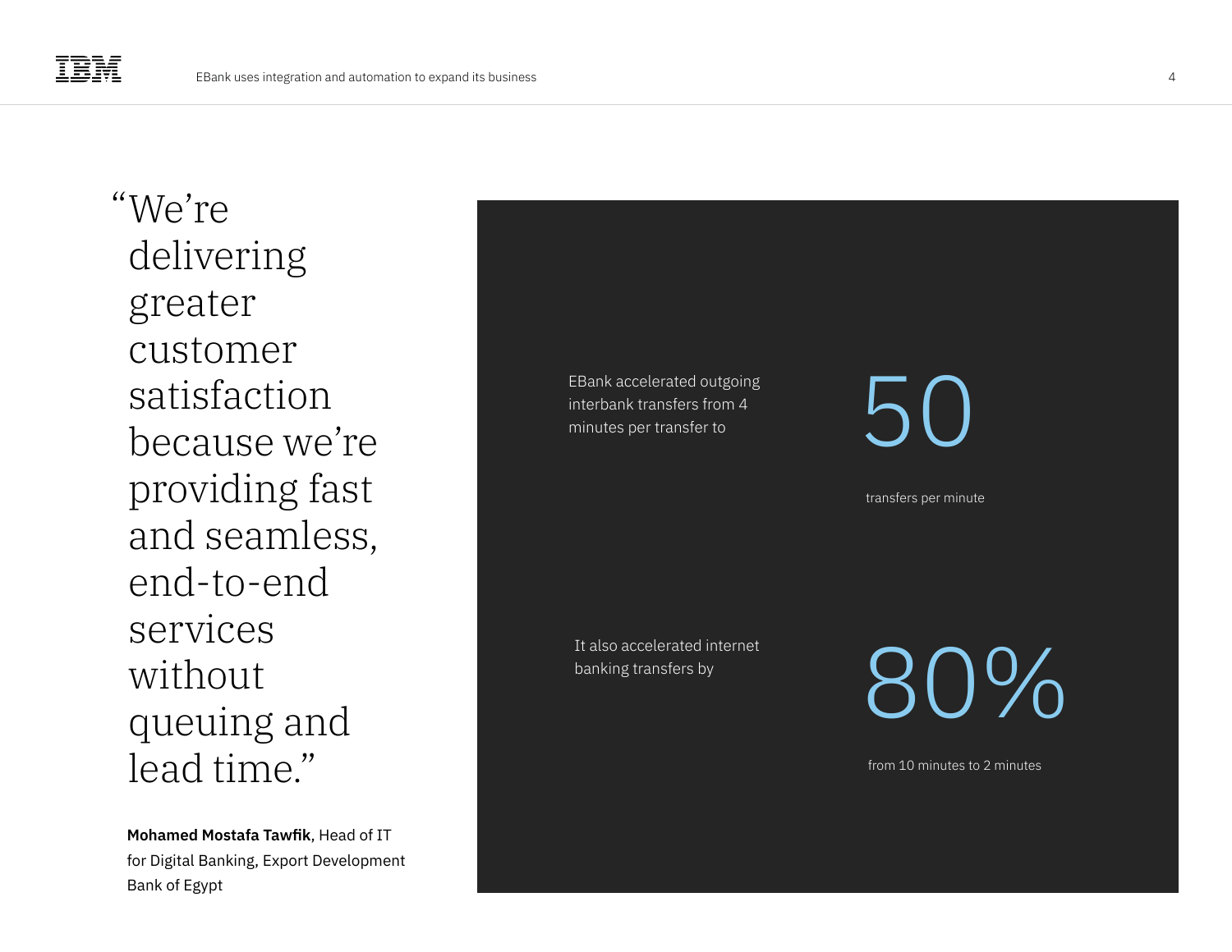"We're delivering greater customer satisfaction because we're providing fast and seamless, end-to-end services without queuing and lead time."

**Mohamed Mostafa Tawfik**, Head of IT for Digital Banking, Export Development Bank of Egypt

EBank accelerated outgoing interbank transfers from 4 minutes per transfer to

**50**

transfers per minute

It also accelerated internet banking transfers by

**80%**

from 10 minutes to 2 minutes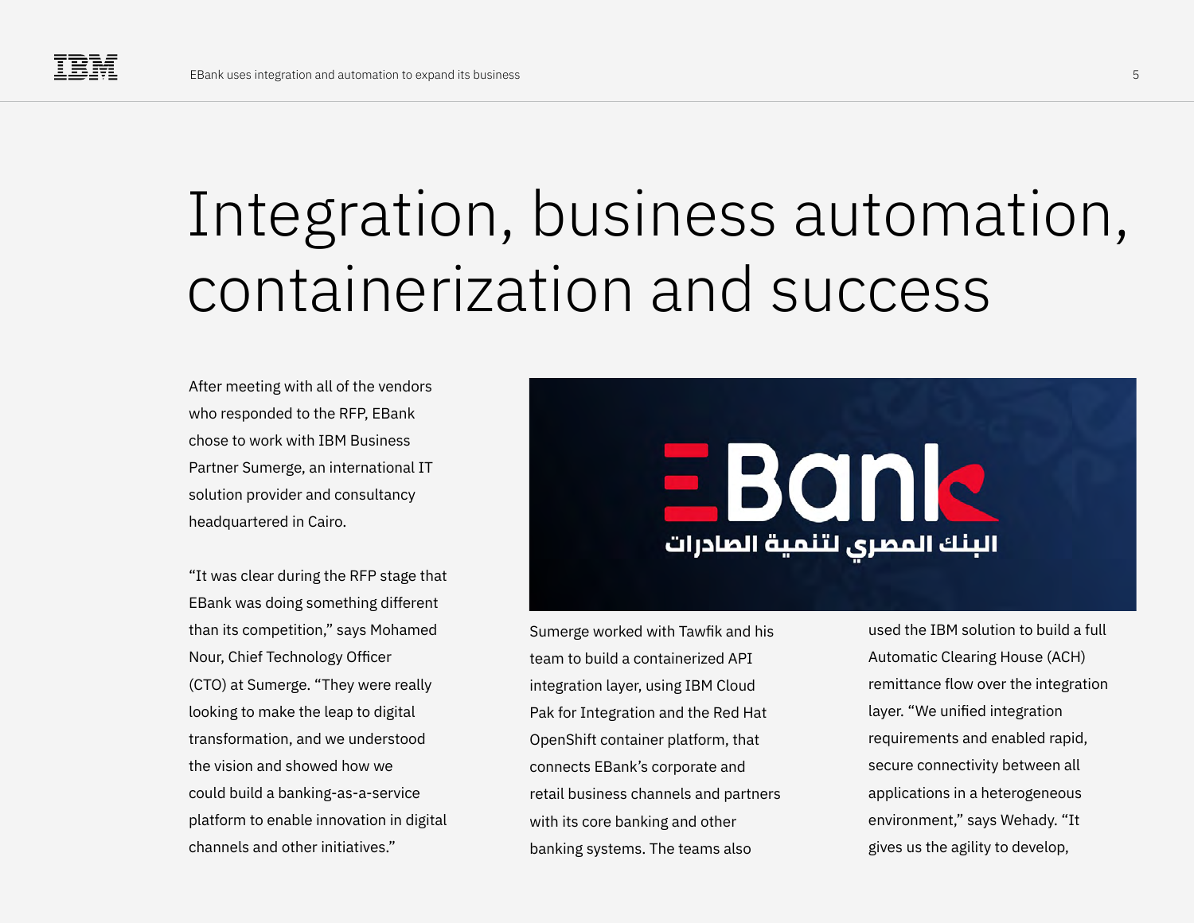# Integration, business automation, containerization and success

After meeting with all of the vendors who responded to the RFP, EBank chose to work with IBM Business Partner Sumerge, an international IT solution provider and consultancy headquartered in Cairo.

"It was clear during the RFP stage that EBank was doing something different than its competition," says Mohamed Nour, Chief Technology Officer (CTO) at Sumerge. "They were really looking to make the leap to digital transformation, and we understood the vision and showed how we could build a banking-as-a-service platform to enable innovation in digital channels and other initiatives."

Sumerge worked with Tawfik and his team to build a containerized API integration layer, using IBM Cloud Pak for Integration and the Red Hat OpenShift container platform, that connects EBank's corporate and retail business channels and partners with its core banking and other banking systems. The teams also used the IBM solution to build a full Automatic Clearing House (ACH) remittance flow over the integration layer. "We unified integration requirements and enabled rapid, secure connectivity between all applications in a heterogeneous environment," says Wehady. "It gives us the agility to develop,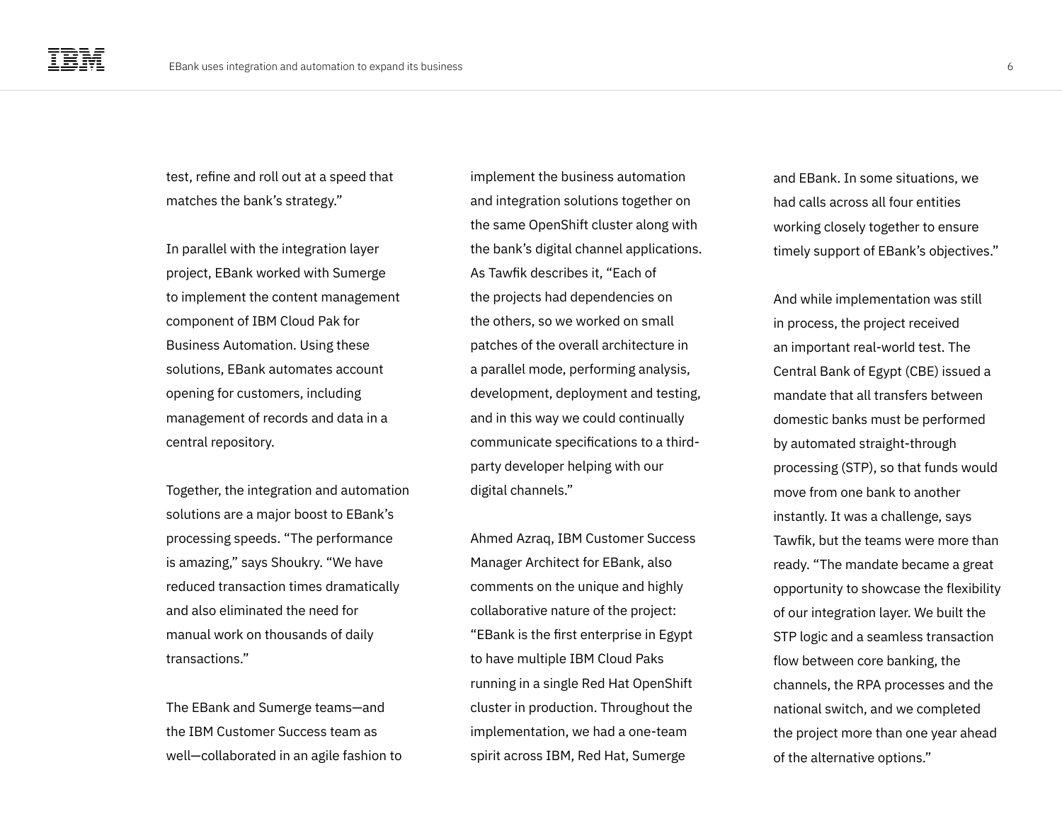test, refine and roll out at a speed that matches the bank's strategy."

In parallel with the integration layer project, EBank worked with Sumerge to implement the content management component of IBM Cloud Pak for Business Automation. Using these solutions, EBank automates account opening for customers, including management of records and data in a central repository.

Together, the integration and automation solutions are a major boost to EBank's processing speeds. "The performance is amazing," says Shoukry. "We have reduced transaction times dramatically and also eliminated the need for manual work on thousands of daily transactions."

The EBank and Sumerge teams—and the IBM Customer Success team as well—collaborated in an agile fashion to implement the business automation and integration solutions together on the same OpenShift cluster along with the bank's digital channel applications. As Tawfik describes it, "Each of the projects had dependencies on the others, so we worked on small patches of the overall architecture in a parallel mode, performing analysis, development, deployment and testing, and in this way we could continually communicate specifications to a third-party developer helping with our digital channels."

Ahmed Azraq, IBM Customer Success Manager Architect for EBank, also comments on the unique and highly collaborative nature of the project: "EBank is the first enterprise in Egypt to have multiple IBM Cloud Paks running in a single Red Hat OpenShift cluster in production. Throughout the implementation, we had a one-team spirit across IBM, Red Hat, Sumerge and EBank. In some situations, we had calls across all four entities working closely together to ensure timely support of EBank's objectives."

And while implementation was still in process, the project received an important real-world test. The Central Bank of Egypt (CBE) issued a mandate that all transfers between domestic banks must be performed by automated straight-through processing (STP), so that funds would move from one bank to another instantly. It was a challenge, says Tawfik, but the teams were more than ready. "The mandate became a great opportunity to showcase the flexibility of our integration layer. We built the STP logic and a seamless transaction flow between core banking, the channels, the RPA processes and the national switch, and we completed the project more than one year ahead of the alternative options."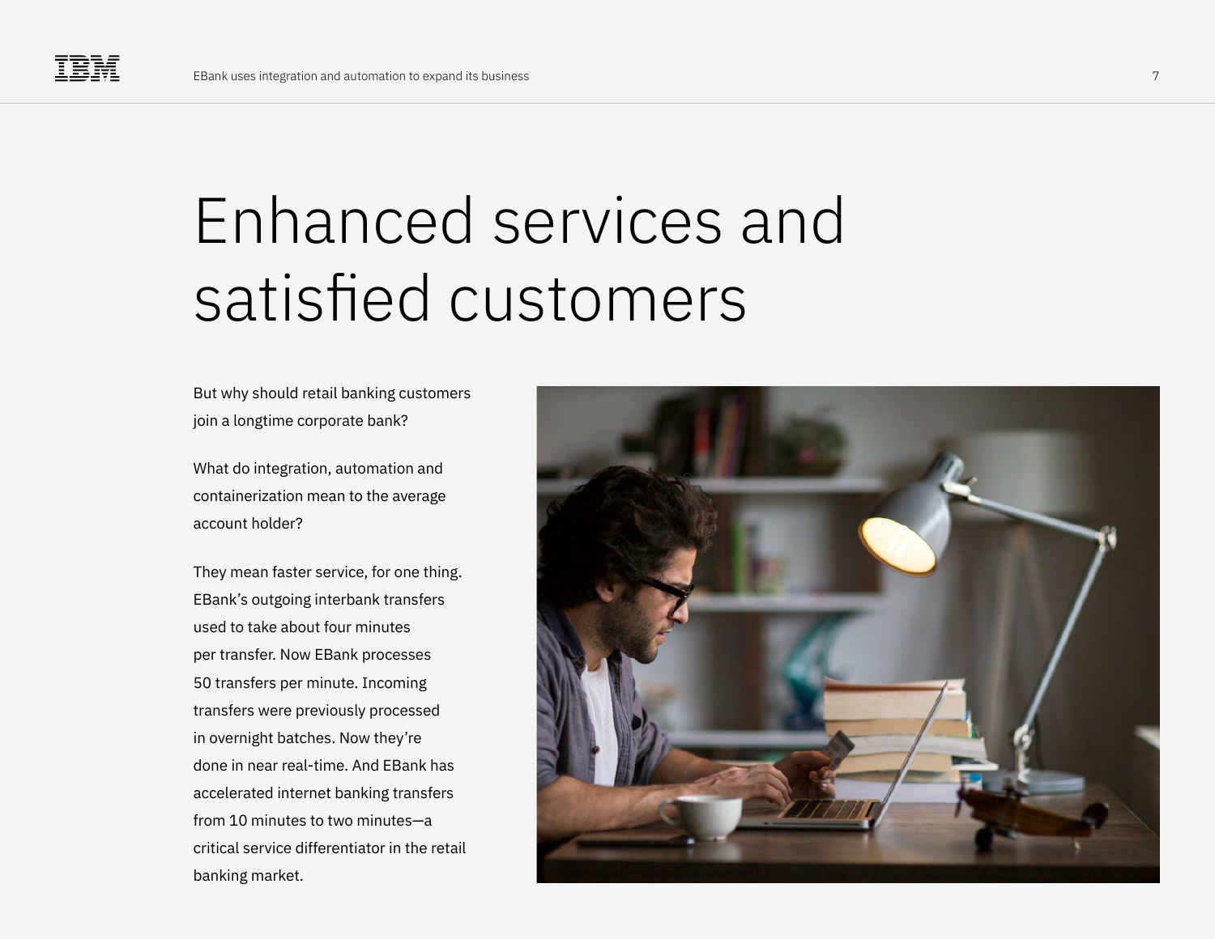# Enhanced services and satisfied customers

But why should retail banking customers join a longtime corporate bank?

What do integration, automation and containerization mean to the average account holder?

They mean faster service, for one thing. EBank's outgoing interbank transfers used to take about four minutes per transfer. Now EBank processes 50 transfers per minute. Incoming transfers were previously processed in overnight batches. Now they're done in near real-time. And EBank has accelerated internet banking transfers from 10 minutes to two minutes—a critical service differentiator in the retail banking market.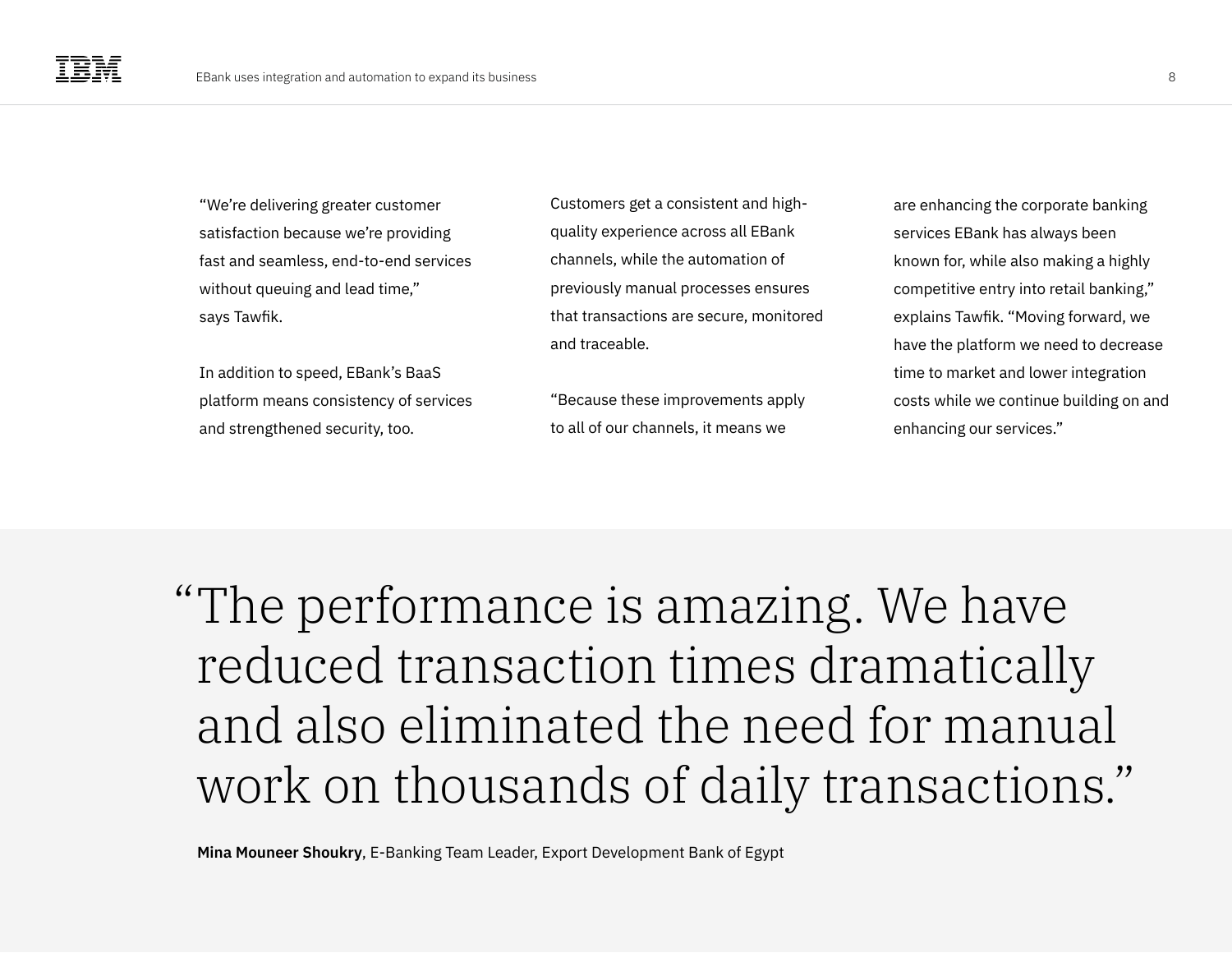"We're delivering greater customer satisfaction because we're providing fast and seamless, end-to-end services without queuing and lead time," says Tawfik.

In addition to speed, EBank's BaaS platform means consistency of services and strengthened security, too. Customers get a consistent and high-quality experience across all EBank channels, while the automation of previously manual processes ensures that transactions are secure, monitored and traceable.

"Because these improvements apply to all of our channels, it means we are enhancing the corporate banking services EBank has always been known for, while also making a highly competitive entry into retail banking," explains Tawfik. "Moving forward, we have the platform we need to decrease time to market and lower integration costs while we continue building on and enhancing our services."

> "The performance is amazing. We have reduced transaction times dramatically and also eliminated the need for manual work on thousands of daily transactions."
>
> **Mina Mouneer Shoukry**, E-Banking Team Leader, Export Development Bank of Egypt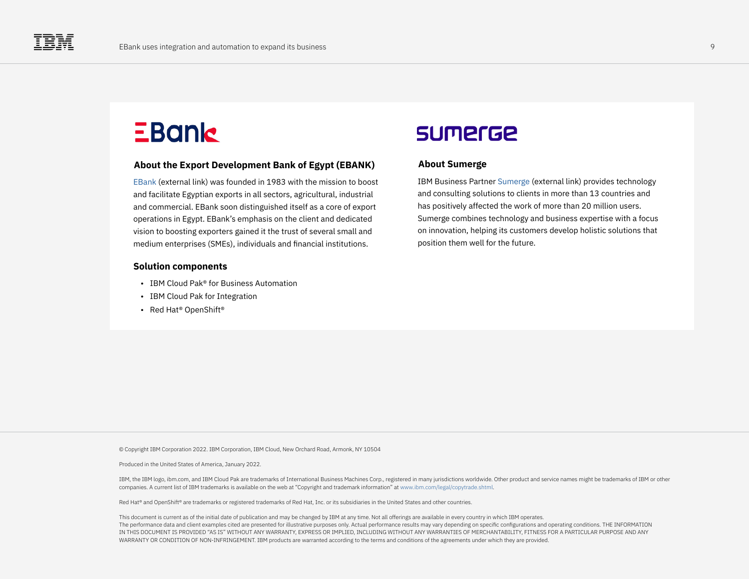## About the Export Development Bank of Egypt (EBANK)

EBank (external link) was founded in 1983 with the mission to boost and facilitate Egyptian exports in all sectors, agricultural, industrial and commercial. EBank soon distinguished itself as a core of export operations in Egypt. EBank's emphasis on the client and dedicated vision to boosting exporters gained it the trust of several small and medium enterprises (SMEs), individuals and financial institutions.

## Solution components

- IBM Cloud Pak® for Business Automation
- IBM Cloud Pak for Integration
- Red Hat® OpenShift®

## About Sumerge

IBM Business Partner Sumerge (external link) provides technology and consulting solutions to clients in more than 13 countries and has positively affected the work of more than 20 million users. Sumerge combines technology and business expertise with a focus on innovation, helping its customers develop holistic solutions that position them well for the future.

---

© Copyright IBM Corporation 2022. IBM Corporation, IBM Cloud, New Orchard Road, Armonk, NY 10504

Produced in the United States of America, January 2022.

IBM, the IBM logo, ibm.com, and IBM Cloud Pak are trademarks of International Business Machines Corp., registered in many jurisdictions worldwide. Other product and service names might be trademarks of IBM or other companies. A current list of IBM trademarks is available on the web at "Copyright and trademark information" at www.ibm.com/legal/copytrade.shtml.

Red Hat® and OpenShift® are trademarks or registered trademarks of Red Hat, Inc. or its subsidiaries in the United States and other countries.

This document is current as of the initial date of publication and may be changed by IBM at any time. Not all offerings are available in every country in which IBM operates. The performance data and client examples cited are presented for illustrative purposes only. Actual performance results may vary depending on specific configurations and operating conditions. THE INFORMATION IN THIS DOCUMENT IS PROVIDED "AS IS" WITHOUT ANY WARRANTY, EXPRESS OR IMPLIED, INCLUDING WITHOUT ANY WARRANTIES OF MERCHANTABILITY, FITNESS FOR A PARTICULAR PURPOSE AND ANY WARRANTY OR CONDITION OF NON-INFRINGEMENT. IBM products are warranted according to the terms and conditions of the agreements under which they are provided.